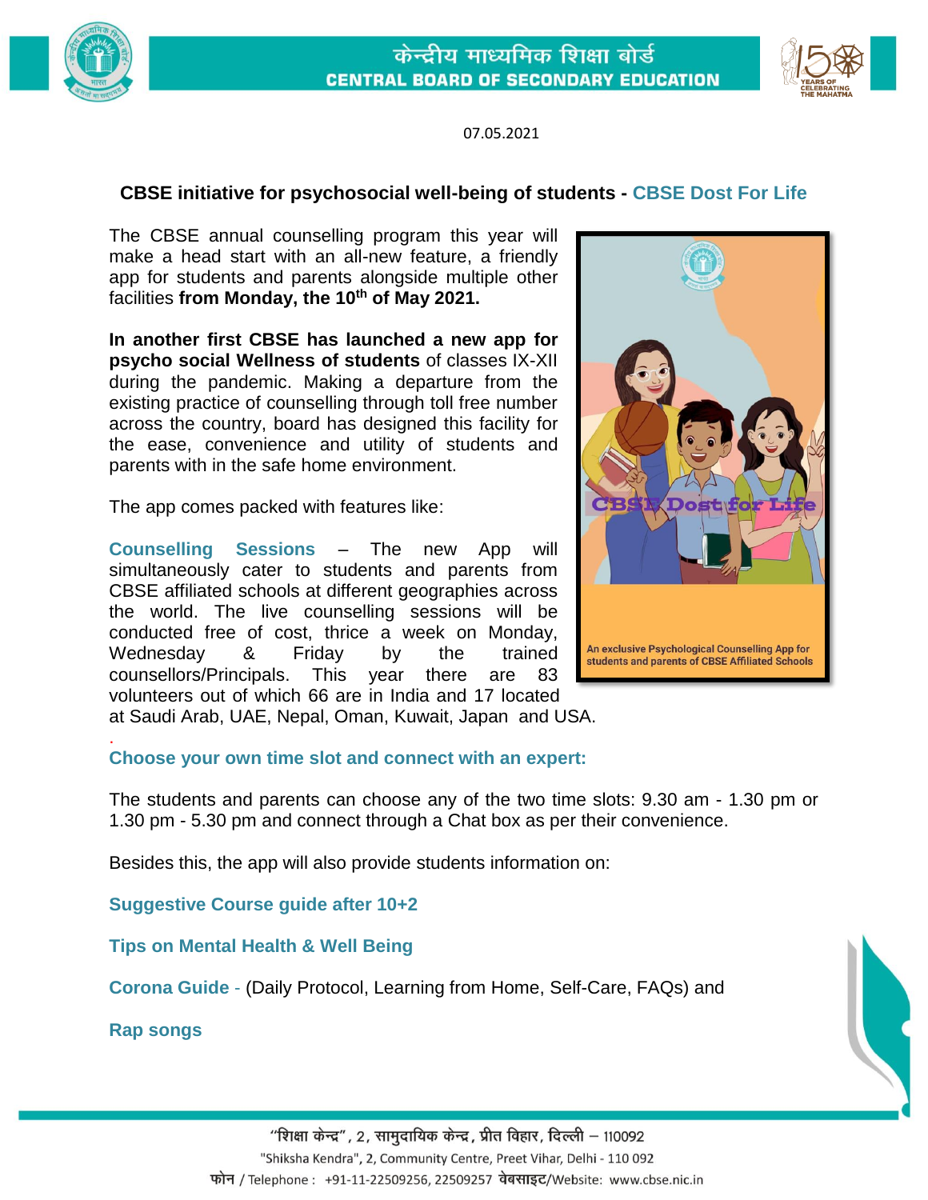# केन्द्रीय माध्यमिक शिक्षा बोर्ड
# CENTRAL BOARD OF SECONDARY EDUCATION

07.05.2021

## CBSE initiative for psychosocial well-being of students - CBSE Dost For Life

The CBSE annual counselling program this year will make a head start with an all-new feature, a friendly app for students and parents alongside multiple other facilities **from Monday, the 10th of May 2021.**

**In another first CBSE has launched a new app for psycho social Wellness of students** of classes IX-XII during the pandemic. Making a departure from the existing practice of counselling through toll free number across the country, board has designed this facility for the ease, convenience and utility of students and parents with in the safe home environment.

The app comes packed with features like:

**Counselling Sessions** – The new App will simultaneously cater to students and parents from CBSE affiliated schools at different geographies across the world. The live counselling sessions will be conducted free of cost, thrice a week on Monday, Wednesday & Friday by the trained counsellors/Principals. This year there are 83 volunteers out of which 66 are in India and 17 located at Saudi Arab, UAE, Nepal, Oman, Kuwait, Japan and USA.

CBSE Dost for Life

An exclusive Psychological Counselling App for students and parents of CBSE Affiliated Schools

**Choose your own time slot and connect with an expert:**

The students and parents can choose any of the two time slots: 9.30 am - 1.30 pm or 1.30 pm - 5.30 pm and connect through a Chat box as per their convenience.

Besides this, the app will also provide students information on:

**Suggestive Course guide after 10+2**

**Tips on Mental Health & Well Being**

**Corona Guide** - (Daily Protocol, Learning from Home, Self-Care, FAQs) and

**Rap songs**

"शिक्षा केन्द्र", 2, सामुदायिक केन्द्र, प्रीत विहार, दिल्ली – 110092
"Shiksha Kendra", 2, Community Centre, Preet Vihar, Delhi - 110 092
फोन / Telephone : +91-11-22509256, 22509257 वेबसाइट/Website: www.cbse.nic.in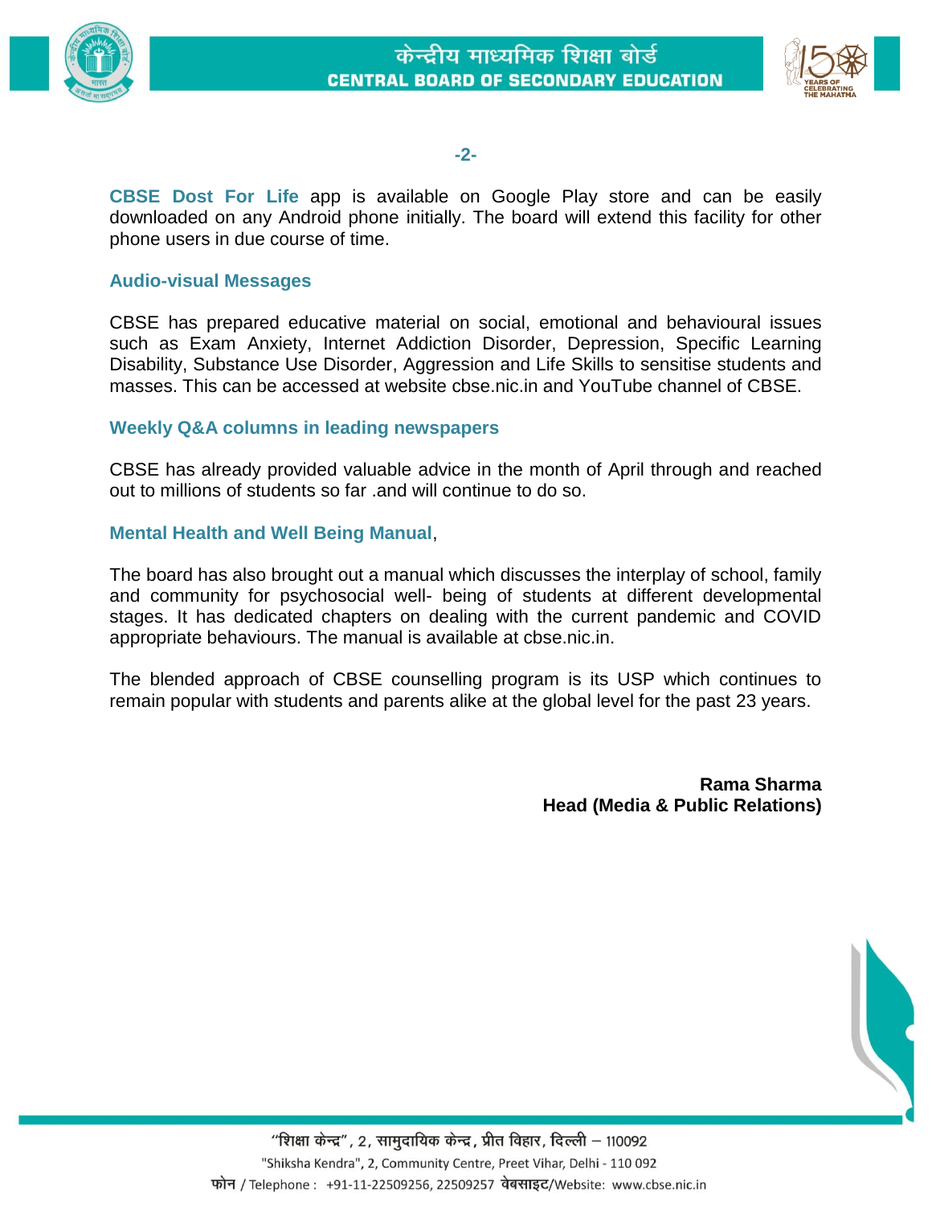**CBSE Dost For Life** app is available on Google Play store and can be easily downloaded on any Android phone initially. The board will extend this facility for other phone users in due course of time.

### Audio-visual Messages

CBSE has prepared educative material on social, emotional and behavioural issues such as Exam Anxiety, Internet Addiction Disorder, Depression, Specific Learning Disability, Substance Use Disorder, Aggression and Life Skills to sensitise students and masses. This can be accessed at website cbse.nic.in and YouTube channel of CBSE.

### Weekly Q&A columns in leading newspapers

CBSE has already provided valuable advice in the month of April through and reached out to millions of students so far .and will continue to do so.

### Mental Health and Well Being Manual,

The board has also brought out a manual which discusses the interplay of school, family and community for psychosocial well- being of students at different developmental stages. It has dedicated chapters on dealing with the current pandemic and COVID appropriate behaviours. The manual is available at cbse.nic.in.

The blended approach of CBSE counselling program is its USP which continues to remain popular with students and parents alike at the global level for the past 23 years.

**Rama Sharma**
**Head (Media & Public Relations)**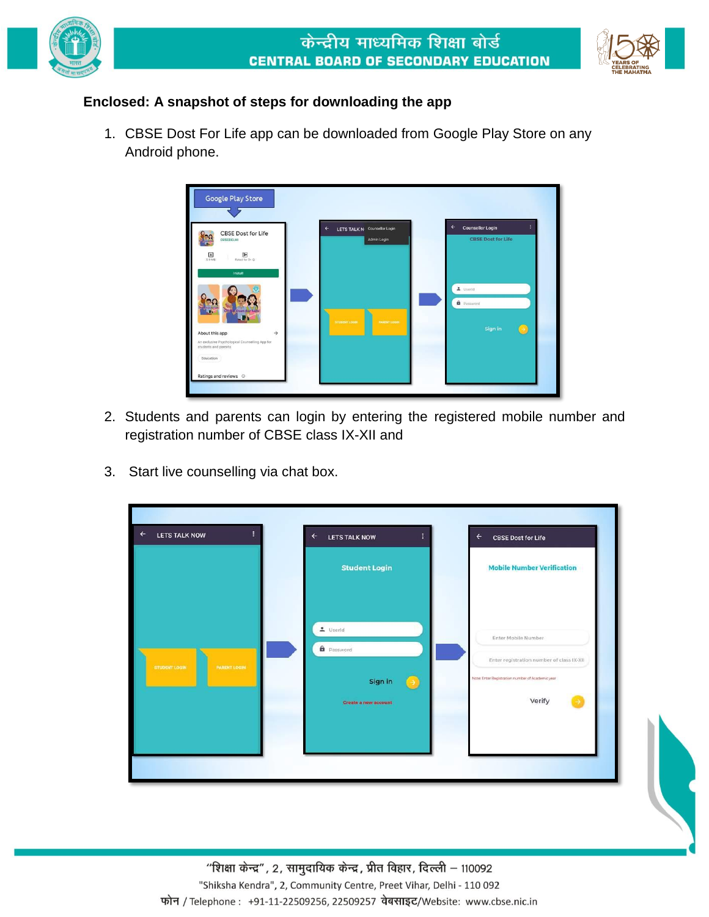**Enclosed: A snapshot of steps for downloading the app**

1. CBSE Dost For Life app can be downloaded from Google Play Store on any Android phone.

2. Students and parents can login by entering the registered mobile number and registration number of CBSE class IX-XII and

3. Start live counselling via chat box.